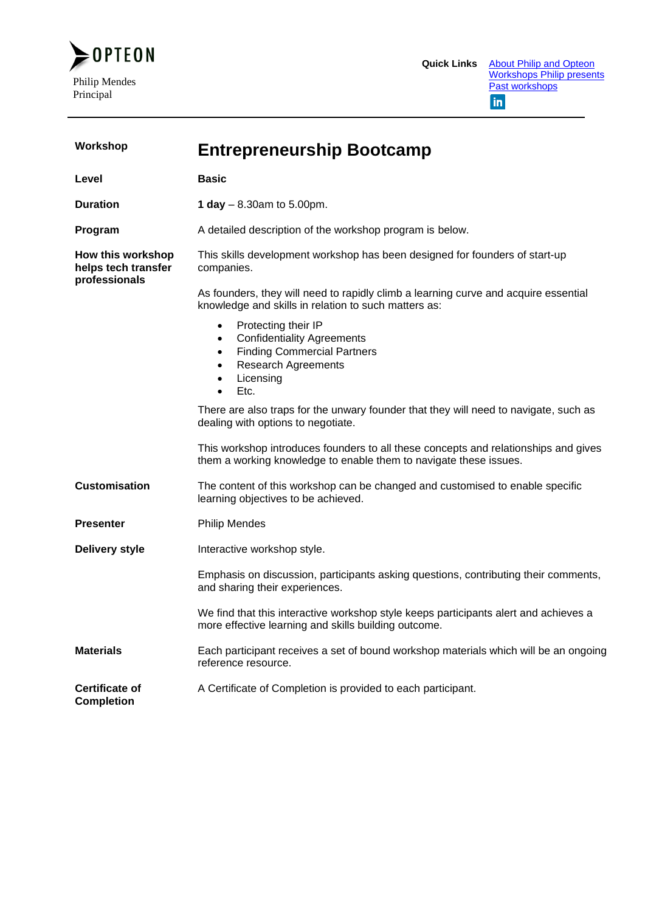OPTEON

Philip Mendes
Principal

**Quick Links** [About Philip and Opteon](#) [Workshops Philip presents](#) [Past workshops](#)

---

**Workshop**

# Entrepreneurship Bootcamp

**Level**

**Basic**

**Duration**

**1 day** – 8.30am to 5.00pm.

**Program**

A detailed description of the workshop program is below.

**How this workshop helps tech transfer professionals**

This skills development workshop has been designed for founders of start-up companies.

As founders, they will need to rapidly climb a learning curve and acquire essential knowledge and skills in relation to such matters as:

- Protecting their IP
- Confidentiality Agreements
- Finding Commercial Partners
- Research Agreements
- Licensing
- Etc.

There are also traps for the unwary founder that they will need to navigate, such as dealing with options to negotiate.

This workshop introduces founders to all these concepts and relationships and gives them a working knowledge to enable them to navigate these issues.

**Customisation**

The content of this workshop can be changed and customised to enable specific learning objectives to be achieved.

**Presenter**

Philip Mendes

**Delivery style**

Interactive workshop style.

Emphasis on discussion, participants asking questions, contributing their comments, and sharing their experiences.

We find that this interactive workshop style keeps participants alert and achieves a more effective learning and skills building outcome.

**Materials**

Each participant receives a set of bound workshop materials which will be an ongoing reference resource.

**Certificate of Completion**

A Certificate of Completion is provided to each participant.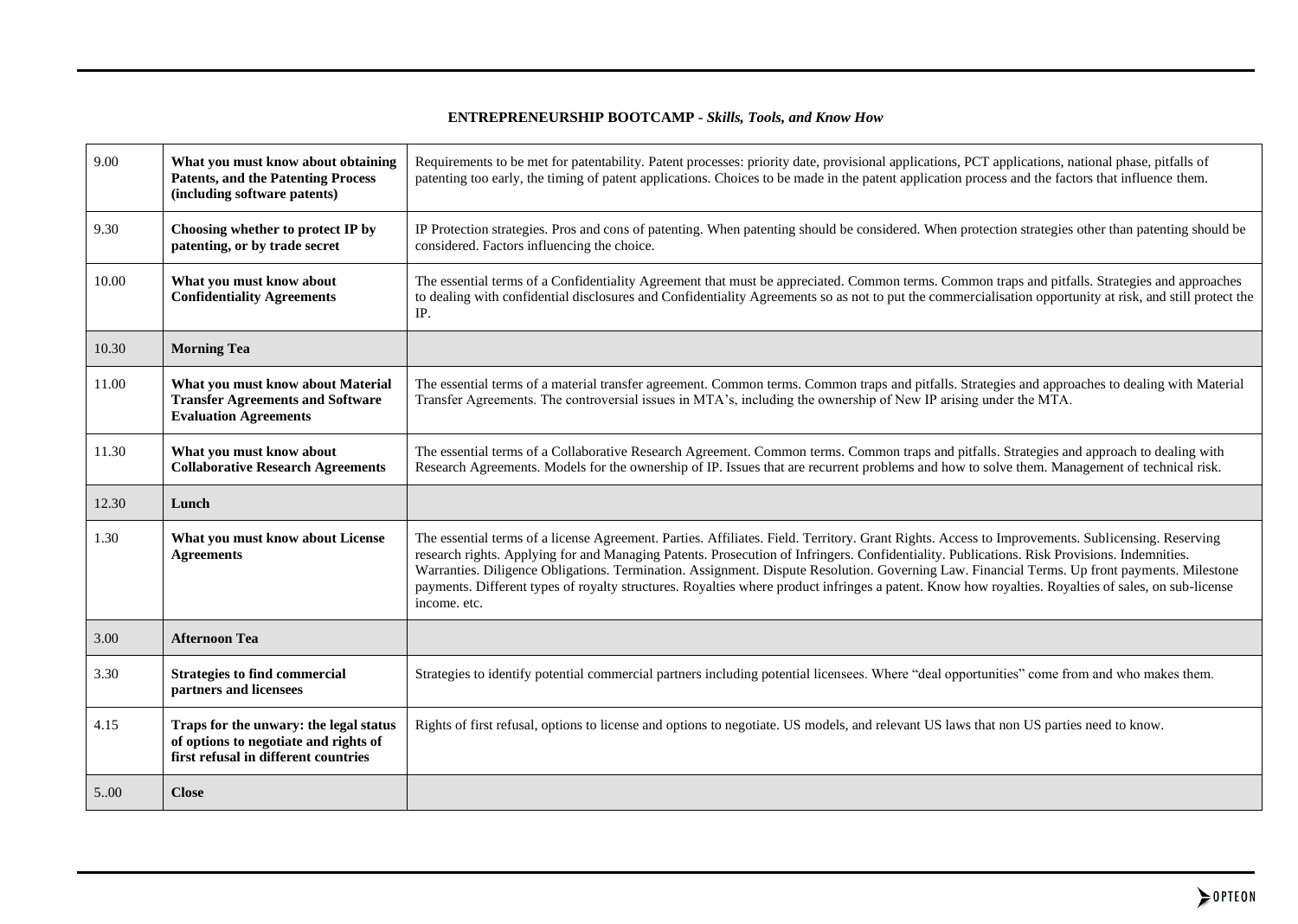## ENTREPRENEURSHIP BOOTCAMP - *Skills, Tools, and Know How*

| | | |
|---|---|---|
| 9.00 | **What you must know about obtaining Patents, and the Patenting Process (including software patents)** | Requirements to be met for patentability. Patent processes: priority date, provisional applications, PCT applications, national phase, pitfalls of patenting too early, the timing of patent applications. Choices to be made in the patent application process and the factors that influence them. |
| 9.30 | **Choosing whether to protect IP by patenting, or by trade secret** | IP Protection strategies. Pros and cons of patenting. When patenting should be considered. When protection strategies other than patenting should be considered. Factors influencing the choice. |
| 10.00 | **What you must know about Confidentiality Agreements** | The essential terms of a Confidentiality Agreement that must be appreciated. Common terms. Common traps and pitfalls. Strategies and approaches to dealing with confidential disclosures and Confidentiality Agreements so as not to put the commercialisation opportunity at risk, and still protect the IP. |
| 10.30 | **Morning Tea** | |
| 11.00 | **What you must know about Material Transfer Agreements and Software Evaluation Agreements** | The essential terms of a material transfer agreement. Common terms. Common traps and pitfalls. Strategies and approaches to dealing with Material Transfer Agreements. The controversial issues in MTA's, including the ownership of New IP arising under the MTA. |
| 11.30 | **What you must know about Collaborative Research Agreements** | The essential terms of a Collaborative Research Agreement. Common terms. Common traps and pitfalls. Strategies and approach to dealing with Research Agreements. Models for the ownership of IP. Issues that are recurrent problems and how to solve them. Management of technical risk. |
| 12.30 | **Lunch** | |
| 1.30 | **What you must know about License Agreements** | The essential terms of a license Agreement. Parties. Affiliates. Field. Territory. Grant Rights. Access to Improvements. Sublicensing. Reserving research rights. Applying for and Managing Patents. Prosecution of Infringers. Confidentiality. Publications. Risk Provisions. Indemnities. Warranties. Diligence Obligations. Termination. Assignment. Dispute Resolution. Governing Law. Financial Terms. Up front payments. Milestone payments. Different types of royalty structures. Royalties where product infringes a patent. Know how royalties. Royalties of sales, on sub-license income. etc. |
| 3.00 | **Afternoon Tea** | |
| 3.30 | **Strategies to find commercial partners and licensees** | Strategies to identify potential commercial partners including potential licensees. Where "deal opportunities" come from and who makes them. |
| 4.15 | **Traps for the unwary: the legal status of options to negotiate and rights of first refusal in different countries** | Rights of first refusal, options to license and options to negotiate. US models, and relevant US laws that non US parties need to know. |
| 5..00 | **Close** | |